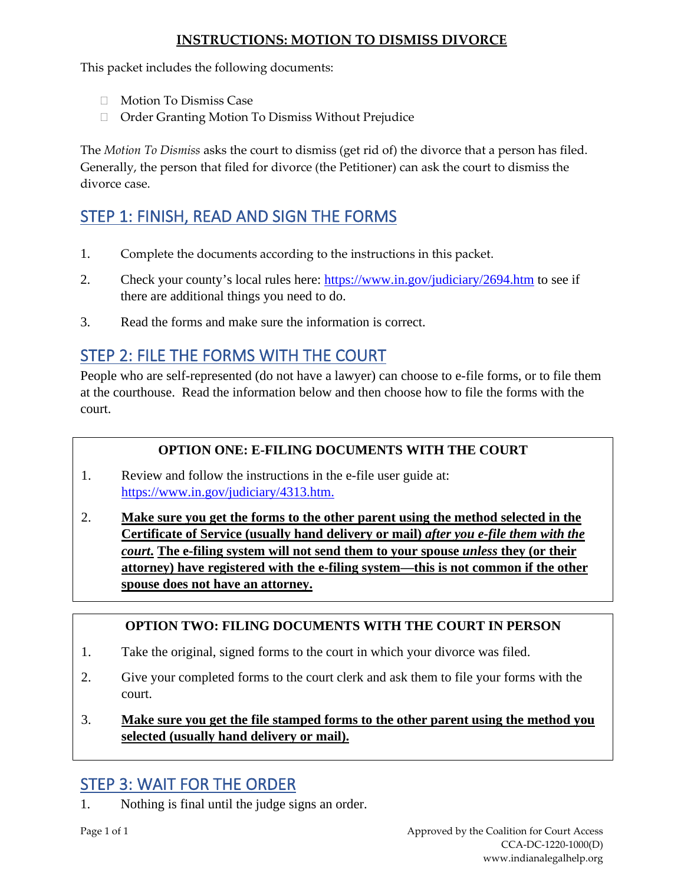# INSTRUCTIONS: MOTION TO DISMISS DIVORCE

This packet includes the following documents:

- Motion To Dismiss Case
- Order Granting Motion To Dismiss Without Prejudice

The *Motion To Dismiss* asks the court to dismiss (get rid of) the divorce that a person has filed. Generally, the person that filed for divorce (the Petitioner) can ask the court to dismiss the divorce case.

## STEP 1: FINISH, READ AND SIGN THE FORMS

1. Complete the documents according to the instructions in this packet.
2. Check your county's local rules here: https://www.in.gov/judiciary/2694.htm to see if there are additional things you need to do.
3. Read the forms and make sure the information is correct.

## STEP 2: FILE THE FORMS WITH THE COURT

People who are self-represented (do not have a lawyer) can choose to e-file forms, or to file them at the courthouse. Read the information below and then choose how to file the forms with the court.

### OPTION ONE: E-FILING DOCUMENTS WITH THE COURT

1. Review and follow the instructions in the e-file user guide at: https://www.in.gov/judiciary/4313.htm.
2. **Make sure you get the forms to the other parent using the method selected in the Certificate of Service (usually hand delivery or mail) *after you e-file them with the court*. The e-filing system will not send them to your spouse *unless* they (or their attorney) have registered with the e-filing system—this is not common if the other spouse does not have an attorney.**

### OPTION TWO: FILING DOCUMENTS WITH THE COURT IN PERSON

1. Take the original, signed forms to the court in which your divorce was filed.
2. Give your completed forms to the court clerk and ask them to file your forms with the court.
3. **Make sure you get the file stamped forms to the other parent using the method you selected (usually hand delivery or mail).**

## STEP 3: WAIT FOR THE ORDER

1. Nothing is final until the judge signs an order.

Approved by the Coalition for Court Access
CCA-DC-1220-1000(D)
www.indianalegalhelp.org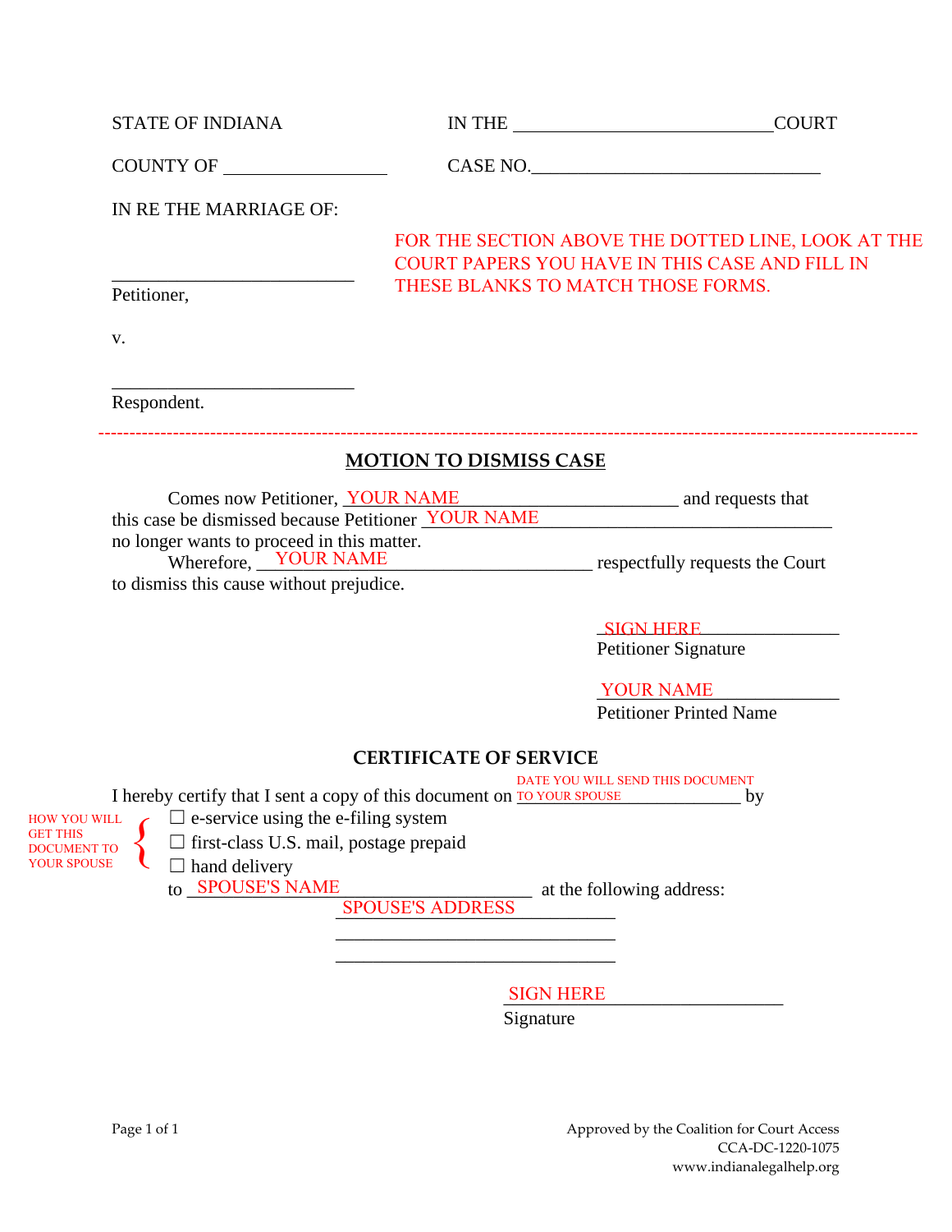STATE OF INDIANA  IN THE ____________________________ COURT

COUNTY OF __________________  CASE NO.________________________________

IN RE THE MARRIAGE OF:

FOR THE SECTION ABOVE THE DOTTED LINE, LOOK AT THE COURT PAPERS YOU HAVE IN THIS CASE AND FILL IN THESE BLANKS TO MATCH THOSE FORMS.

___________________________
Petitioner,

v.

___________________________
Respondent.

---

## MOTION TO DISMISS CASE

Comes now Petitioner, YOUR NAME________________________ and requests that this case be dismissed because Petitioner YOUR NAME________________________________ no longer wants to proceed in this matter.

Wherefore, YOUR NAME________________________ respectfully requests the Court to dismiss this cause without prejudice.

SIGN HERE________________
Petitioner Signature

YOUR NAME________________
Petitioner Printed Name

### CERTIFICATE OF SERVICE

I hereby certify that I sent a copy of this document on DATE YOU WILL SEND THIS DOCUMENT TO YOUR SPOUSE______________ by

HOW YOU WILL GET THIS DOCUMENT TO YOUR SPOUSE

☐ e-service using the e-filing system
☐ first-class U.S. mail, postage prepaid
☐ hand delivery

to SPOUSE'S NAME______________________ at the following address:

SPOUSE'S ADDRESS______________
_______________________________
_______________________________

SIGN HERE____________________
Signature

Approved by the Coalition for Court Access
CCA-DC-1220-1075
www.indianalegalhelp.org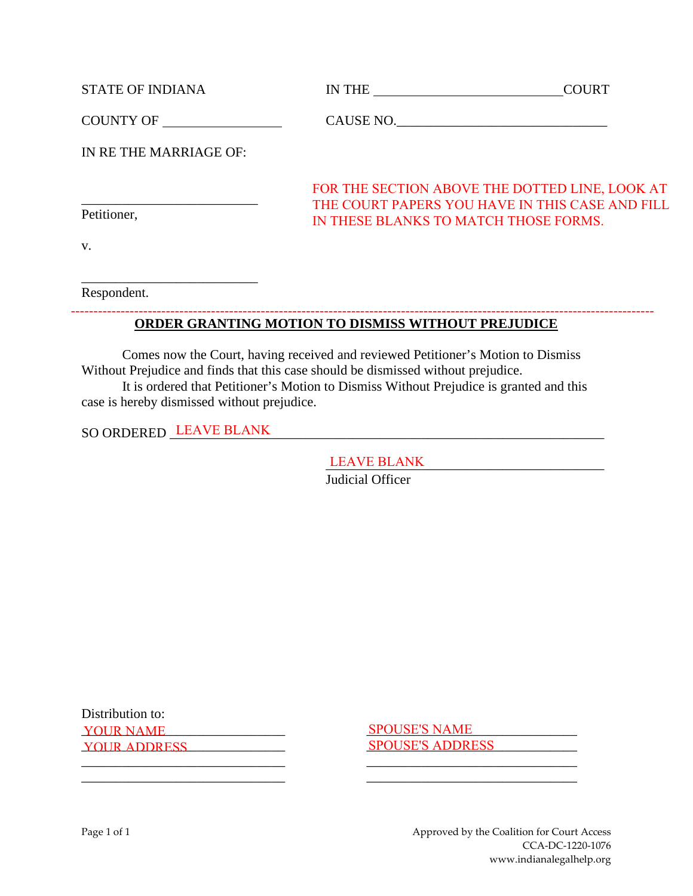STATE OF INDIANA IN THE ____________________________ COURT

COUNTY OF _________________ CAUSE NO. ______________________________

IN RE THE MARRIAGE OF:

__________________________
Petitioner,

FOR THE SECTION ABOVE THE DOTTED LINE, LOOK AT THE COURT PAPERS YOU HAVE IN THIS CASE AND FILL IN THESE BLANKS TO MATCH THOSE FORMS.

v.

__________________________
Respondent.

---

**ORDER GRANTING MOTION TO DISMISS WITHOUT PREJUDICE**

Comes now the Court, having received and reviewed Petitioner's Motion to Dismiss Without Prejudice and finds that this case should be dismissed without prejudice.

It is ordered that Petitioner's Motion to Dismiss Without Prejudice is granted and this case is hereby dismissed without prejudice.

SO ORDERED LEAVE BLANK ______________________________________________

LEAVE BLANK __________________________
Judicial Officer

Distribution to:

YOUR NAME __________________
YOUR ADDRESS ________________
______________________________
______________________________

SPOUSE'S NAME ________________
SPOUSE'S ADDRESS _____________
______________________________
______________________________

Approved by the Coalition for Court Access
CCA-DC-1220-1076
www.indianalegalhelp.org